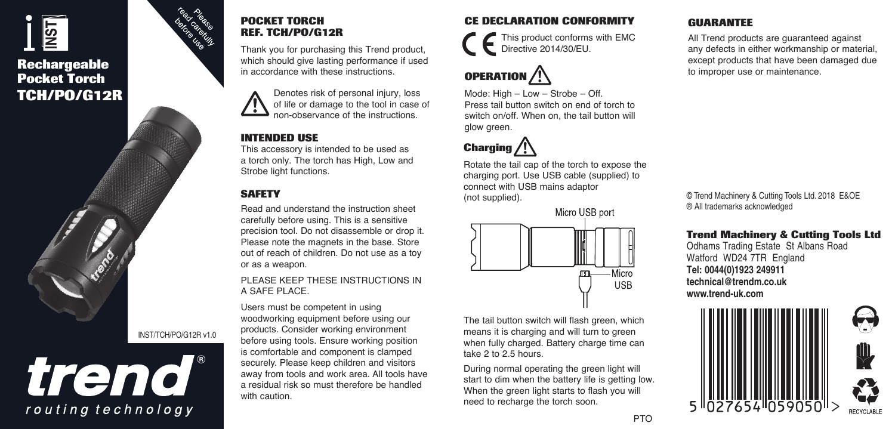INST

Please read carefully before use

# Rechargeable Pocket Torch TCH/PO/G12R

INST/TCH/PO/G12R v1.0

trend®
routing technology

## POCKET TORCH REF. TCH/PO/G12R

Thank you for purchasing this Trend product, which should give lasting performance if used in accordance with these instructions.

⚠ Denotes risk of personal injury, loss of life or damage to the tool in case of non-observance of the instructions.

## INTENDED USE

This accessory is intended to be used as a torch only. The torch has High, Low and Strobe light functions.

## SAFETY

Read and understand the instruction sheet carefully before using. This is a sensitive precision tool. Do not disassemble or drop it. Please note the magnets in the base. Store out of reach of children. Do not use as a toy or as a weapon.

PLEASE KEEP THESE INSTRUCTIONS IN A SAFE PLACE.

Users must be competent in using woodworking equipment before using our products. Consider working environment before using tools. Ensure working position is comfortable and component is clamped securely. Please keep children and visitors away from tools and work area. All tools have a residual risk so must therefore be handled with caution.

## CE DECLARATION CONFORMITY

CE This product conforms with EMC Directive 2014/30/EU.

## OPERATION ⚠

Mode: High – Low – Strobe – Off.
Press tail button switch on end of torch to switch on/off. When on, the tail button will glow green.

## Charging ⚠

Rotate the tail cap of the torch to expose the charging port. Use USB cable (supplied) to connect with USB mains adaptor (not supplied).

Micro USB port

Micro USB

The tail button switch will flash green, which means it is charging and will turn to green when fully charged. Battery charge time can take 2 to 2.5 hours.

During normal operating the green light will start to dim when the battery life is getting low. When the green light starts to flash you will need to recharge the torch soon.

PTO

## GUARANTEE

All Trend products are guaranteed against any defects in either workmanship or material, except products that have been damaged due to improper use or maintenance.

© Trend Machinery & Cutting Tools Ltd. 2018 E&OE
® All trademarks acknowledged

**Trend Machinery & Cutting Tools Ltd**
Odhams Trading Estate St Albans Road
Watford WD24 7TR England
**Tel: 0044(0)1923 249911**
**technical@trendm.co.uk**
**www.trend-uk.com**

5 027654 059050 >

RECYCLABLE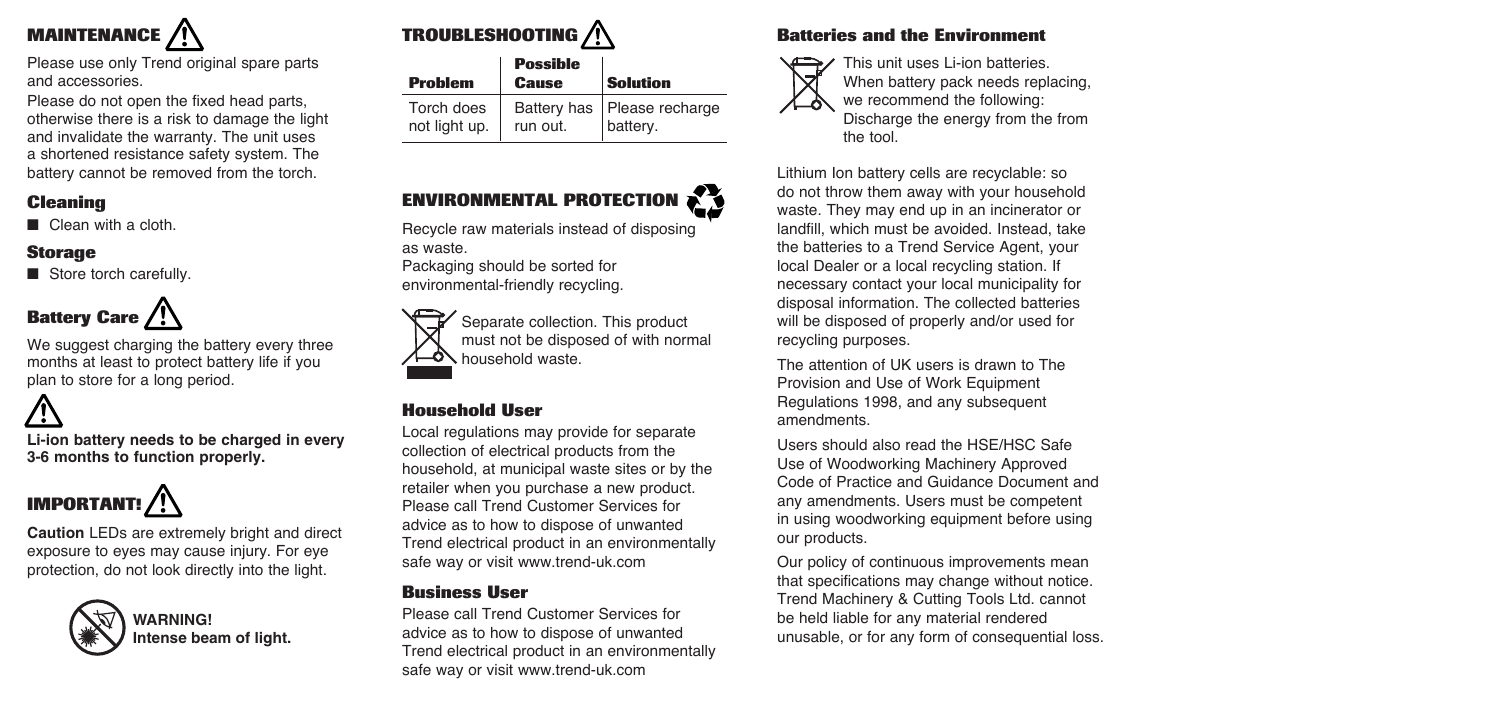## MAINTENANCE

Please use only Trend original spare parts and accessories.

Please do not open the fixed head parts, otherwise there is a risk to damage the light and invalidate the warranty. The unit uses a shortened resistance safety system. The battery cannot be removed from the torch.

### Cleaning

- Clean with a cloth.

### Storage

- Store torch carefully.

## Battery Care

We suggest charging the battery every three months at least to protect battery life if you plan to store for a long period.

**Li-ion battery needs to be charged in every 3-6 months to function properly.**

## IMPORTANT!

**Caution** LEDs are extremely bright and direct exposure to eyes may cause injury. For eye protection, do not look directly into the light.

**WARNING!**
**Intense beam of light.**

## TROUBLESHOOTING

| Problem | Possible Cause | Solution |
|---|---|---|
| Torch does not light up. | Battery has run out. | Please recharge battery. |

## ENVIRONMENTAL PROTECTION

Recycle raw materials instead of disposing as waste.

Packaging should be sorted for environmental-friendly recycling.

Separate collection. This product must not be disposed of with normal household waste.

### Household User

Local regulations may provide for separate collection of electrical products from the household, at municipal waste sites or by the retailer when you purchase a new product. Please call Trend Customer Services for advice as to how to dispose of unwanted Trend electrical product in an environmentally safe way or visit www.trend-uk.com

### Business User

Please call Trend Customer Services for advice as to how to dispose of unwanted Trend electrical product in an environmentally safe way or visit www.trend-uk.com

### Batteries and the Environment

This unit uses Li-ion batteries. When battery pack needs replacing, we recommend the following: Discharge the energy from the from the tool.

Lithium Ion battery cells are recyclable: so do not throw them away with your household waste. They may end up in an incinerator or landfill, which must be avoided. Instead, take the batteries to a Trend Service Agent, your local Dealer or a local recycling station. If necessary contact your local municipality for disposal information. The collected batteries will be disposed of properly and/or used for recycling purposes.

The attention of UK users is drawn to The Provision and Use of Work Equipment Regulations 1998, and any subsequent amendments.

Users should also read the HSE/HSC Safe Use of Woodworking Machinery Approved Code of Practice and Guidance Document and any amendments. Users must be competent in using woodworking equipment before using our products.

Our policy of continuous improvements mean that specifications may change without notice. Trend Machinery & Cutting Tools Ltd. cannot be held liable for any material rendered unusable, or for any form of consequential loss.